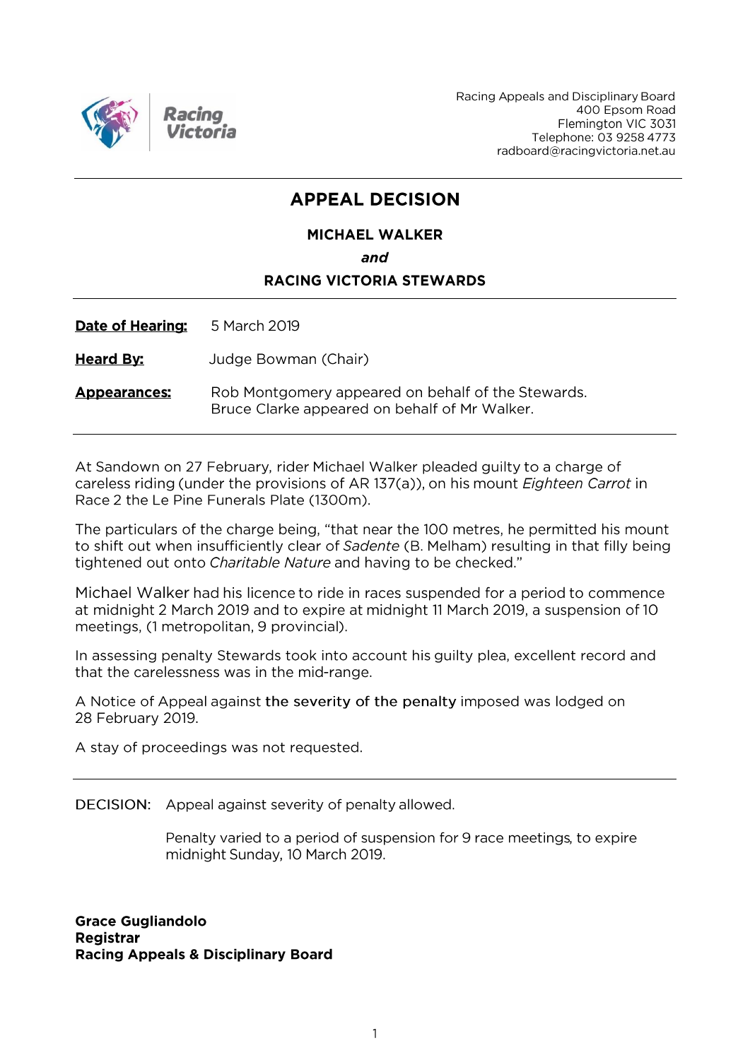Racing Appeals and Disciplinary Board
400 Epsom Road
Flemington VIC 3031
Telephone: 03 9258 4773
radboard@racingvictoria.net.au

# APPEAL DECISION

**MICHAEL WALKER**

***and***

**RACING VICTORIA STEWARDS**

**Date of Hearing:** 5 March 2019

**Heard By:** Judge Bowman (Chair)

**Appearances:** Rob Montgomery appeared on behalf of the Stewards.
Bruce Clarke appeared on behalf of Mr Walker.

---

At Sandown on 27 February, rider Michael Walker pleaded guilty to a charge of careless riding (under the provisions of AR 137(a)), on his mount *Eighteen Carrot* in Race 2 the Le Pine Funerals Plate (1300m).

The particulars of the charge being, "that near the 100 metres, he permitted his mount to shift out when insufficiently clear of *Sadente* (B. Melham) resulting in that filly being tightened out onto *Charitable Nature* and having to be checked."

Michael Walker had his licence to ride in races suspended for a period to commence at midnight 2 March 2019 and to expire at midnight 11 March 2019, a suspension of 10 meetings, (1 metropolitan, 9 provincial).

In assessing penalty Stewards took into account his guilty plea, excellent record and that the carelessness was in the mid-range.

A Notice of Appeal against the severity of the penalty imposed was lodged on 28 February 2019.

A stay of proceedings was not requested.

---

DECISION: Appeal against severity of penalty allowed.

Penalty varied to a period of suspension for 9 race meetings, to expire midnight Sunday, 10 March 2019.

**Grace Gugliandolo**
**Registrar**
**Racing Appeals & Disciplinary Board**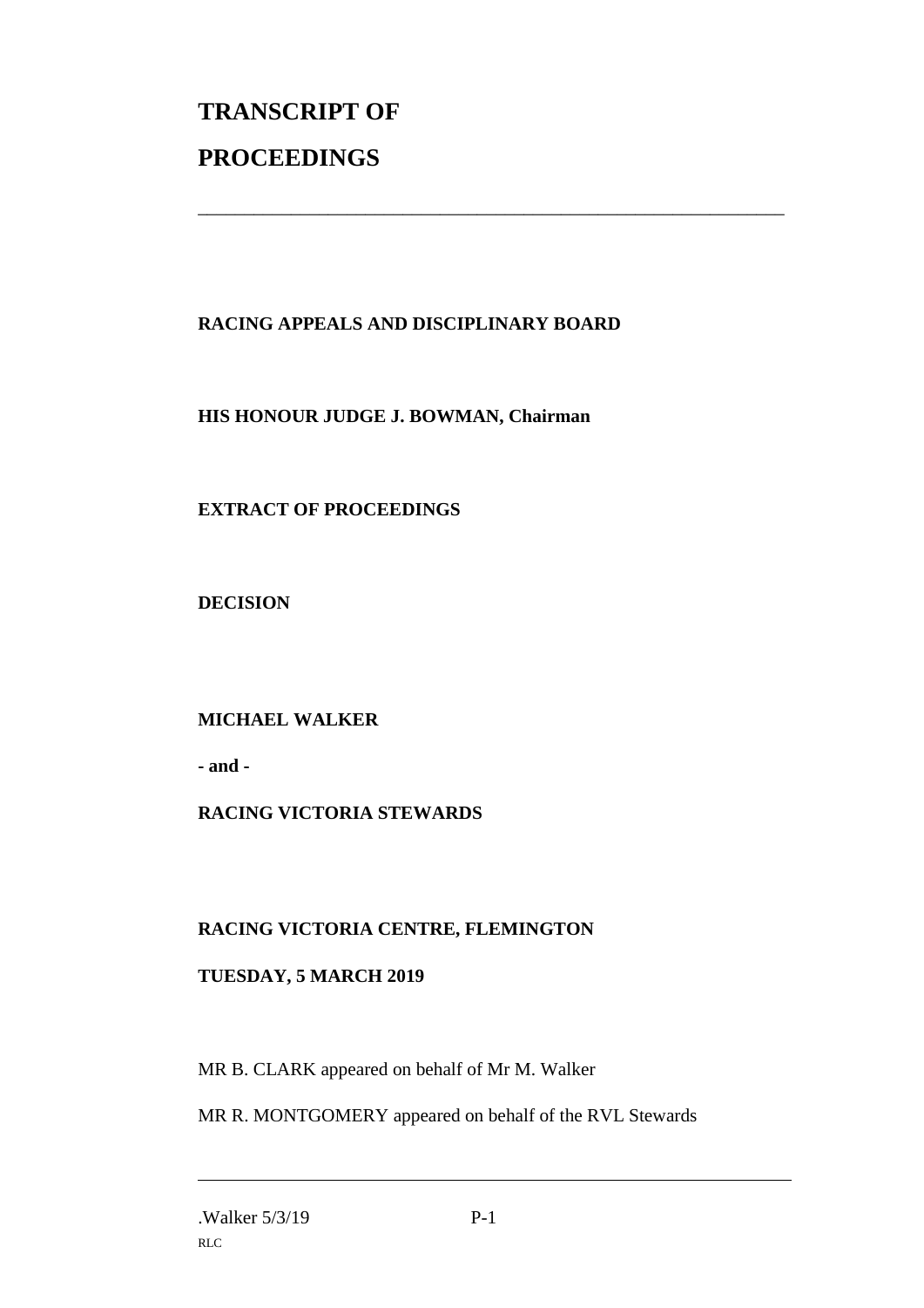# TRANSCRIPT OF PROCEEDINGS

---

**RACING APPEALS AND DISCIPLINARY BOARD**

**HIS HONOUR JUDGE J. BOWMAN, Chairman**

**EXTRACT OF PROCEEDINGS**

**DECISION**

**MICHAEL WALKER**

**- and -**

**RACING VICTORIA STEWARDS**

**RACING VICTORIA CENTRE, FLEMINGTON**

**TUESDAY, 5 MARCH 2019**

MR B. CLARK appeared on behalf of Mr M. Walker

MR R. MONTGOMERY appeared on behalf of the RVL Stewards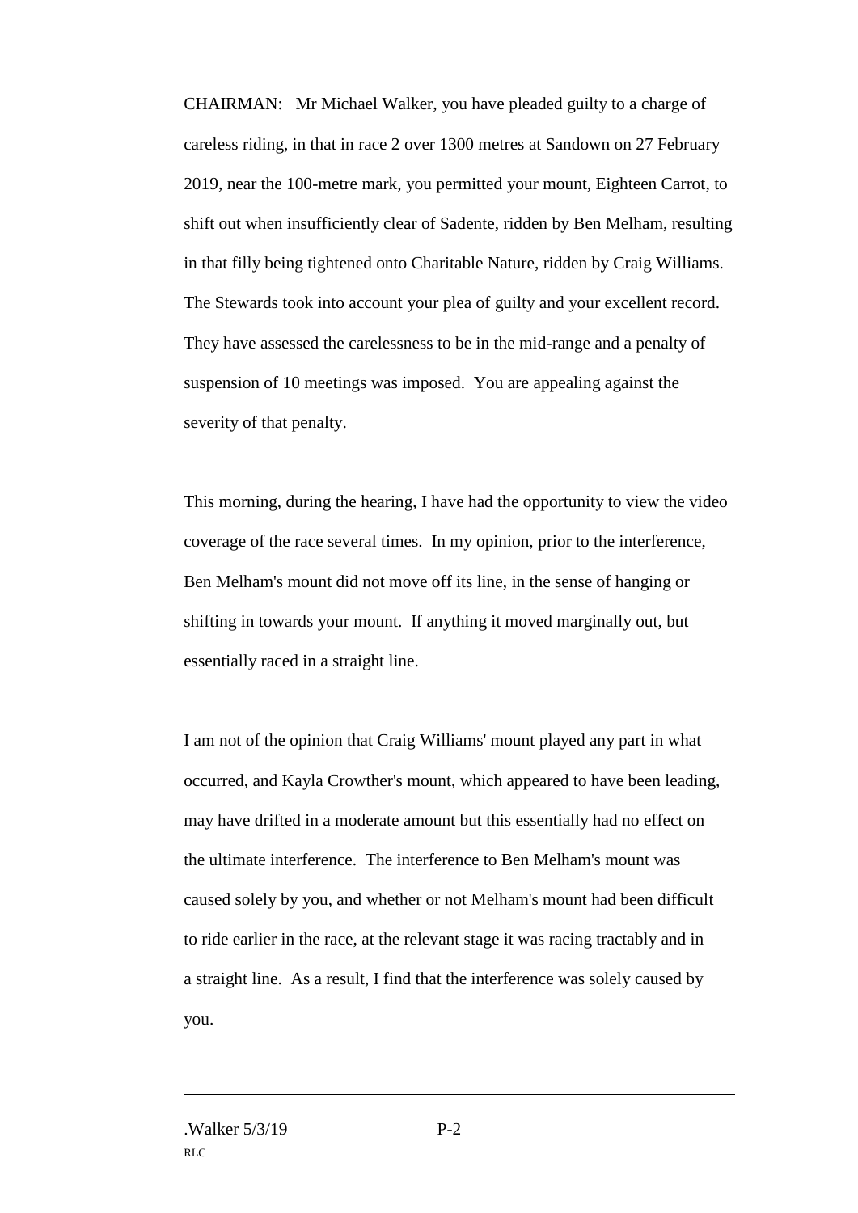CHAIRMAN: Mr Michael Walker, you have pleaded guilty to a charge of careless riding, in that in race 2 over 1300 metres at Sandown on 27 February 2019, near the 100-metre mark, you permitted your mount, Eighteen Carrot, to shift out when insufficiently clear of Sadente, ridden by Ben Melham, resulting in that filly being tightened onto Charitable Nature, ridden by Craig Williams. The Stewards took into account your plea of guilty and your excellent record. They have assessed the carelessness to be in the mid-range and a penalty of suspension of 10 meetings was imposed. You are appealing against the severity of that penalty.

This morning, during the hearing, I have had the opportunity to view the video coverage of the race several times. In my opinion, prior to the interference, Ben Melham's mount did not move off its line, in the sense of hanging or shifting in towards your mount. If anything it moved marginally out, but essentially raced in a straight line.

I am not of the opinion that Craig Williams' mount played any part in what occurred, and Kayla Crowther's mount, which appeared to have been leading, may have drifted in a moderate amount but this essentially had no effect on the ultimate interference. The interference to Ben Melham's mount was caused solely by you, and whether or not Melham's mount had been difficult to ride earlier in the race, at the relevant stage it was racing tractably and in a straight line. As a result, I find that the interference was solely caused by you.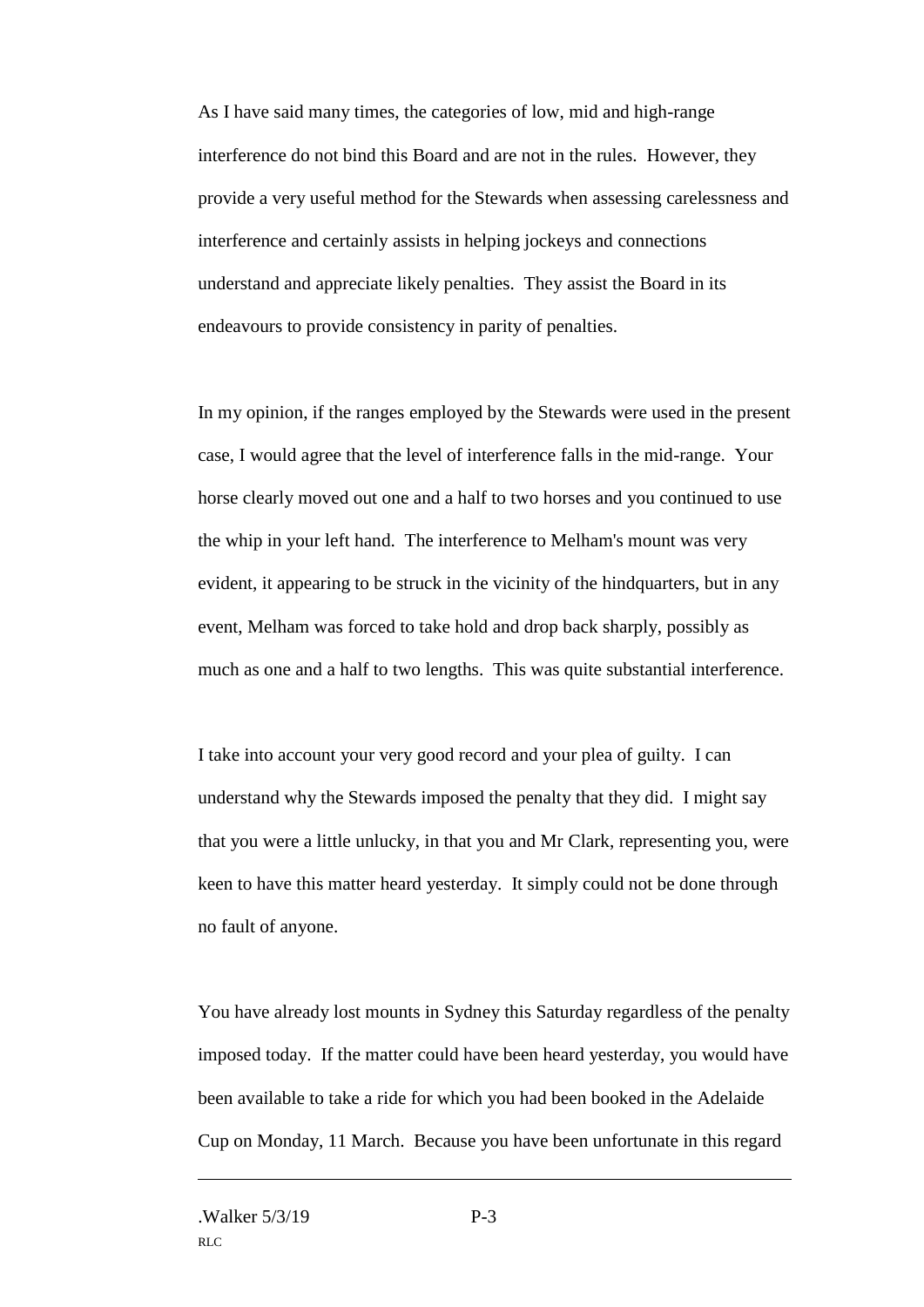As I have said many times, the categories of low, mid and high-range interference do not bind this Board and are not in the rules. However, they provide a very useful method for the Stewards when assessing carelessness and interference and certainly assists in helping jockeys and connections understand and appreciate likely penalties. They assist the Board in its endeavours to provide consistency in parity of penalties.

In my opinion, if the ranges employed by the Stewards were used in the present case, I would agree that the level of interference falls in the mid-range. Your horse clearly moved out one and a half to two horses and you continued to use the whip in your left hand. The interference to Melham's mount was very evident, it appearing to be struck in the vicinity of the hindquarters, but in any event, Melham was forced to take hold and drop back sharply, possibly as much as one and a half to two lengths. This was quite substantial interference.

I take into account your very good record and your plea of guilty. I can understand why the Stewards imposed the penalty that they did. I might say that you were a little unlucky, in that you and Mr Clark, representing you, were keen to have this matter heard yesterday. It simply could not be done through no fault of anyone.

You have already lost mounts in Sydney this Saturday regardless of the penalty imposed today. If the matter could have been heard yesterday, you would have been available to take a ride for which you had been booked in the Adelaide Cup on Monday, 11 March. Because you have been unfortunate in this regard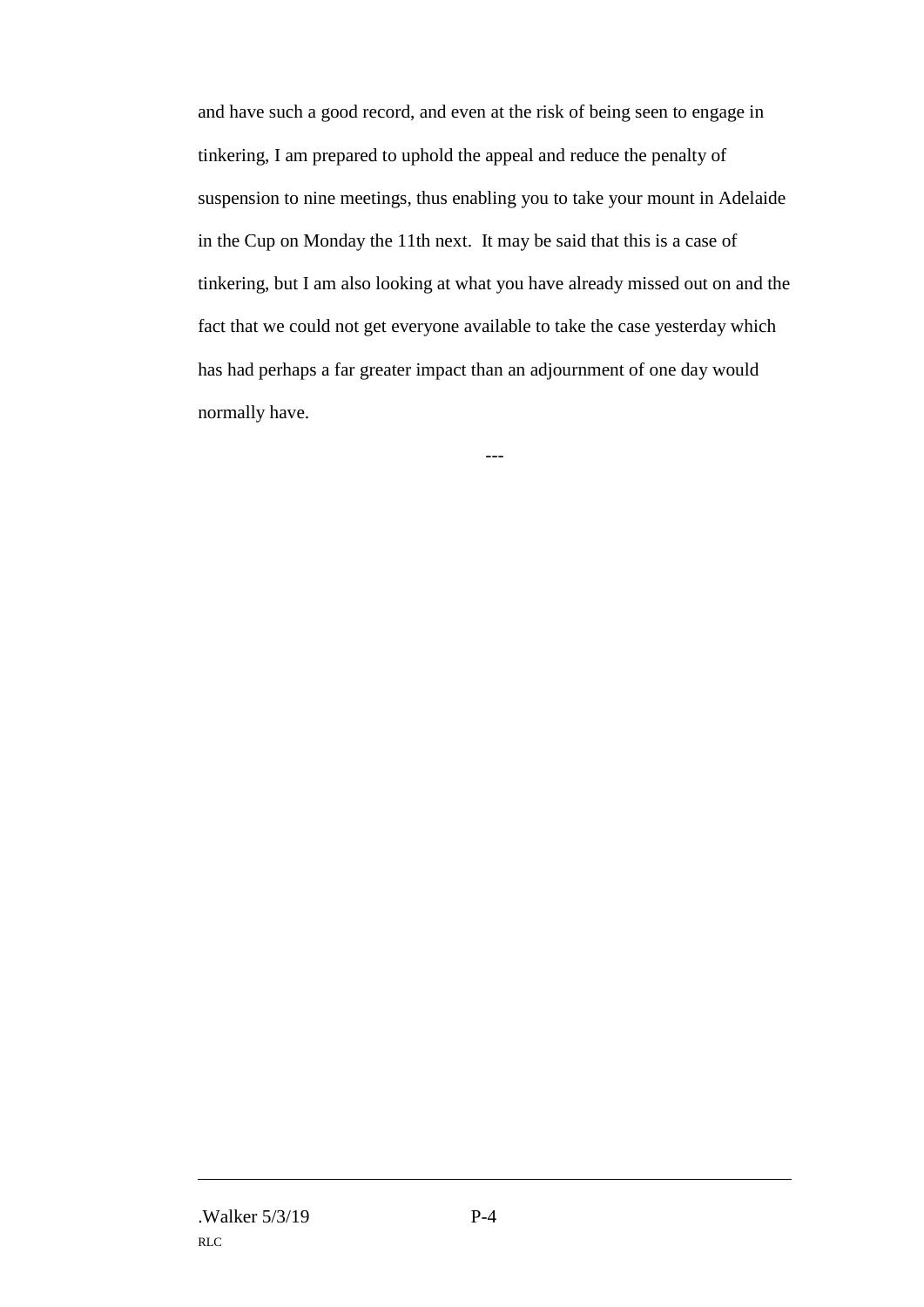and have such a good record, and even at the risk of being seen to engage in tinkering, I am prepared to uphold the appeal and reduce the penalty of suspension to nine meetings, thus enabling you to take your mount in Adelaide in the Cup on Monday the 11th next. It may be said that this is a case of tinkering, but I am also looking at what you have already missed out on and the fact that we could not get everyone available to take the case yesterday which has had perhaps a far greater impact than an adjournment of one day would normally have.

---